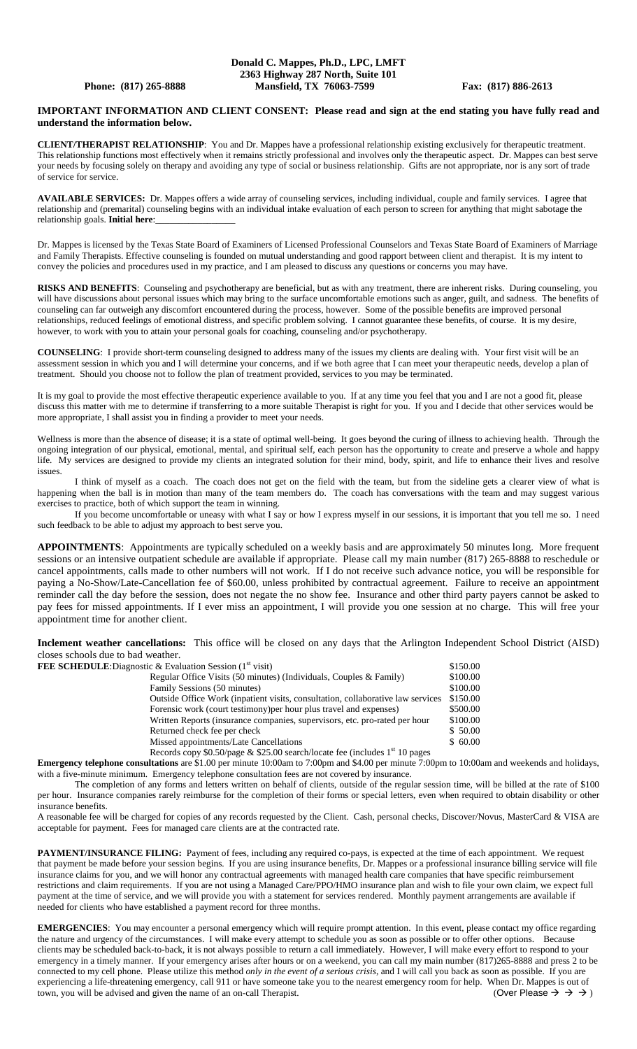**Donald C. Mappes, Ph.D., LPC, LMFT**
**2363 Highway 287 North, Suite 101**
**Phone: (817) 265-8888 Mansfield, TX 76063-7599 Fax: (817) 886-2613**

**IMPORTANT INFORMATION AND CLIENT CONSENT: Please read and sign at the end stating you have fully read and understand the information below.**

**CLIENT/THERAPIST RELATIONSHIP**: You and Dr. Mappes have a professional relationship existing exclusively for therapeutic treatment. This relationship functions most effectively when it remains strictly professional and involves only the therapeutic aspect. Dr. Mappes can best serve your needs by focusing solely on therapy and avoiding any type of social or business relationship. Gifts are not appropriate, nor is any sort of trade of service for service.

**AVAILABLE SERVICES:** Dr. Mappes offers a wide array of counseling services, including individual, couple and family services. I agree that relationship and (premarital) counseling begins with an individual intake evaluation of each person to screen for anything that might sabotage the relationship goals. **Initial here**:_________________

Dr. Mappes is licensed by the Texas State Board of Examiners of Licensed Professional Counselors and Texas State Board of Examiners of Marriage and Family Therapists. Effective counseling is founded on mutual understanding and good rapport between client and therapist. It is my intent to convey the policies and procedures used in my practice, and I am pleased to discuss any questions or concerns you may have.

**RISKS AND BENEFITS**: Counseling and psychotherapy are beneficial, but as with any treatment, there are inherent risks. During counseling, you will have discussions about personal issues which may bring to the surface uncomfortable emotions such as anger, guilt, and sadness. The benefits of counseling can far outweigh any discomfort encountered during the process, however. Some of the possible benefits are improved personal relationships, reduced feelings of emotional distress, and specific problem solving. I cannot guarantee these benefits, of course. It is my desire, however, to work with you to attain your personal goals for coaching, counseling and/or psychotherapy.

**COUNSELING**: I provide short-term counseling designed to address many of the issues my clients are dealing with. Your first visit will be an assessment session in which you and I will determine your concerns, and if we both agree that I can meet your therapeutic needs, develop a plan of treatment. Should you choose not to follow the plan of treatment provided, services to you may be terminated.

It is my goal to provide the most effective therapeutic experience available to you. If at any time you feel that you and I are not a good fit, please discuss this matter with me to determine if transferring to a more suitable Therapist is right for you. If you and I decide that other services would be more appropriate, I shall assist you in finding a provider to meet your needs.

Wellness is more than the absence of disease; it is a state of optimal well-being. It goes beyond the curing of illness to achieving health. Through the ongoing integration of our physical, emotional, mental, and spiritual self, each person has the opportunity to create and preserve a whole and happy life. My services are designed to provide my clients an integrated solution for their mind, body, spirit, and life to enhance their lives and resolve issues.

I think of myself as a coach. The coach does not get on the field with the team, but from the sideline gets a clearer view of what is happening when the ball is in motion than many of the team members do. The coach has conversations with the team and may suggest various exercises to practice, both of which support the team in winning.

If you become uncomfortable or uneasy with what I say or how I express myself in our sessions, it is important that you tell me so. I need such feedback to be able to adjust my approach to best serve you.

**APPOINTMENTS**: Appointments are typically scheduled on a weekly basis and are approximately 50 minutes long. More frequent sessions or an intensive outpatient schedule are available if appropriate. Please call my main number (817) 265-8888 to reschedule or cancel appointments, calls made to other numbers will not work. If I do not receive such advance notice, you will be responsible for paying a No-Show/Late-Cancellation fee of $60.00, unless prohibited by contractual agreement. Failure to receive an appointment reminder call the day before the session, does not negate the no show fee. Insurance and other third party payers cannot be asked to pay fees for missed appointments. If I ever miss an appointment, I will provide you one session at no charge. This will free your appointment time for another client.

**Inclement weather cancellations:** This office will be closed on any days that the Arlington Independent School District (AISD) closes schools due to bad weather.

**FEE SCHEDULE**:

| Service | Fee |
|---|---|
| Diagnostic & Evaluation Session (1st visit) | $150.00 |
| Regular Office Visits (50 minutes) (Individuals, Couples & Family) | $100.00 |
| Family Sessions (50 minutes) | $100.00 |
| Outside Office Work (inpatient visits, consultation, collaborative law services | $150.00 |
| Forensic work (court testimony)per hour plus travel and expenses) | $500.00 |
| Written Reports (insurance companies, supervisors, etc. pro-rated per hour | $100.00 |
| Returned check fee per check | $ 50.00 |
| Missed appointments/Late Cancellations | $ 60.00 |

Records copy $0.50/page & $25.00 search/locate fee (includes 1st 10 pages

**Emergency telephone consultations** are $1.00 per minute 10:00am to 7:00pm and $4.00 per minute 7:00pm to 10:00am and weekends and holidays, with a five-minute minimum. Emergency telephone consultation fees are not covered by insurance.

The completion of any forms and letters written on behalf of clients, outside of the regular session time, will be billed at the rate of $100 per hour. Insurance companies rarely reimburse for the completion of their forms or special letters, even when required to obtain disability or other insurance benefits.

A reasonable fee will be charged for copies of any records requested by the Client. Cash, personal checks, Discover/Novus, MasterCard & VISA are acceptable for payment. Fees for managed care clients are at the contracted rate.

**PAYMENT/INSURANCE FILING:** Payment of fees, including any required co-pays, is expected at the time of each appointment. We request that payment be made before your session begins. If you are using insurance benefits, Dr. Mappes or a professional insurance billing service will file insurance claims for you, and we will honor any contractual agreements with managed health care companies that have specific reimbursement restrictions and claim requirements. If you are not using a Managed Care/PPO/HMO insurance plan and wish to file your own claim, we expect full payment at the time of service, and we will provide you with a statement for services rendered. Monthly payment arrangements are available if needed for clients who have established a payment record for three months.

**EMERGENCIES**: You may encounter a personal emergency which will require prompt attention. In this event, please contact my office regarding the nature and urgency of the circumstances. I will make every attempt to schedule you as soon as possible or to offer other options. Because clients may be scheduled back-to-back, it is not always possible to return a call immediately. However, I will make every effort to respond to your emergency in a timely manner. If your emergency arises after hours or on a weekend, you can call my main number (817)265-8888 and press 2 to be connected to my cell phone. Please utilize this method *only in the event of a serious crisis*, and I will call you back as soon as possible. If you are experiencing a life-threatening emergency, call 911 or have someone take you to the nearest emergency room for help. When Dr. Mappes is out of town, you will be advised and given the name of an on-call Therapist.

(Over Please → → →)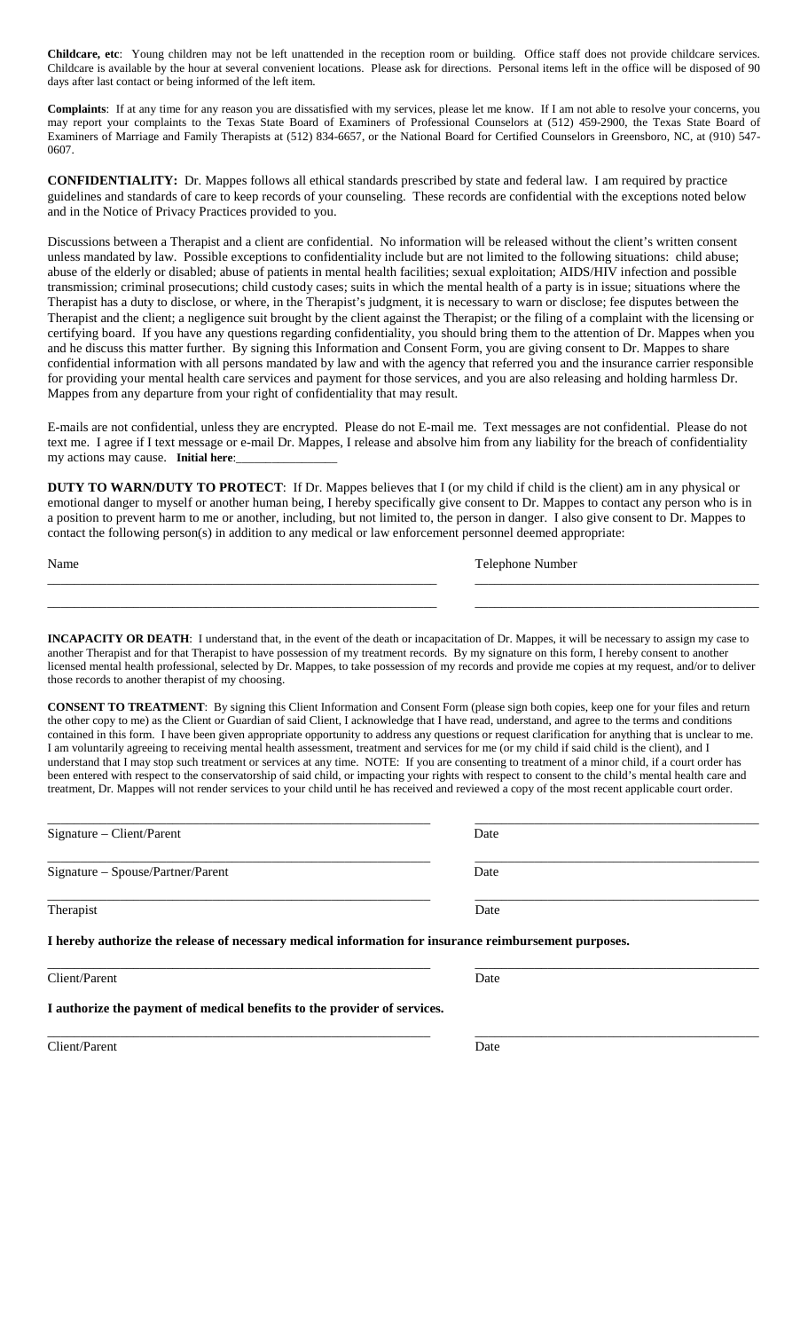**Childcare, etc**: Young children may not be left unattended in the reception room or building. Office staff does not provide childcare services. Childcare is available by the hour at several convenient locations. Please ask for directions. Personal items left in the office will be disposed of 90 days after last contact or being informed of the left item.

**Complaints**: If at any time for any reason you are dissatisfied with my services, please let me know. If I am not able to resolve your concerns, you may report your complaints to the Texas State Board of Examiners of Professional Counselors at (512) 459-2900, the Texas State Board of Examiners of Marriage and Family Therapists at (512) 834-6657, or the National Board for Certified Counselors in Greensboro, NC, at (910) 547-0607.

**CONFIDENTIALITY:** Dr. Mappes follows all ethical standards prescribed by state and federal law. I am required by practice guidelines and standards of care to keep records of your counseling. These records are confidential with the exceptions noted below and in the Notice of Privacy Practices provided to you.

Discussions between a Therapist and a client are confidential. No information will be released without the client's written consent unless mandated by law. Possible exceptions to confidentiality include but are not limited to the following situations: child abuse; abuse of the elderly or disabled; abuse of patients in mental health facilities; sexual exploitation; AIDS/HIV infection and possible transmission; criminal prosecutions; child custody cases; suits in which the mental health of a party is in issue; situations where the Therapist has a duty to disclose, or where, in the Therapist's judgment, it is necessary to warn or disclose; fee disputes between the Therapist and the client; a negligence suit brought by the client against the Therapist; or the filing of a complaint with the licensing or certifying board. If you have any questions regarding confidentiality, you should bring them to the attention of Dr. Mappes when you and he discuss this matter further. By signing this Information and Consent Form, you are giving consent to Dr. Mappes to share confidential information with all persons mandated by law and with the agency that referred you and the insurance carrier responsible for providing your mental health care services and payment for those services, and you are also releasing and holding harmless Dr. Mappes from any departure from your right of confidentiality that may result.

E-mails are not confidential, unless they are encrypted. Please do not E-mail me. Text messages are not confidential. Please do not text me. I agree if I text message or e-mail Dr. Mappes, I release and absolve him from any liability for the breach of confidentiality my actions may cause. **Initial here**:_______________

**DUTY TO WARN/DUTY TO PROTECT**: If Dr. Mappes believes that I (or my child if child is the client) am in any physical or emotional danger to myself or another human being, I hereby specifically give consent to Dr. Mappes to contact any person who is in a position to prevent harm to me or another, including, but not limited to, the person in danger. I also give consent to Dr. Mappes to contact the following person(s) in addition to any medical or law enforcement personnel deemed appropriate:

| Name | Telephone Number |
|---|---|
| _______________________________ | _______________________________ |
| _______________________________ | _______________________________ |

**INCAPACITY OR DEATH**: I understand that, in the event of the death or incapacitation of Dr. Mappes, it will be necessary to assign my case to another Therapist and for that Therapist to have possession of my treatment records. By my signature on this form, I hereby consent to another licensed mental health professional, selected by Dr. Mappes, to take possession of my records and provide me copies at my request, and/or to deliver those records to another therapist of my choosing.

**CONSENT TO TREATMENT**: By signing this Client Information and Consent Form (please sign both copies, keep one for your files and return the other copy to me) as the Client or Guardian of said Client, I acknowledge that I have read, understand, and agree to the terms and conditions contained in this form. I have been given appropriate opportunity to address any questions or request clarification for anything that is unclear to me. I am voluntarily agreeing to receiving mental health assessment, treatment and services for me (or my child if said child is the client), and I understand that I may stop such treatment or services at any time. NOTE: If you are consenting to treatment of a minor child, if a court order has been entered with respect to the conservatorship of said child, or impacting your rights with respect to consent to the child's mental health care and treatment, Dr. Mappes will not render services to your child until he has received and reviewed a copy of the most recent applicable court order.

_______________________________ _______________________________
Signature – Client/Parent Date

_______________________________ _______________________________
Signature – Spouse/Partner/Parent Date

_______________________________ _______________________________
Therapist Date

**I hereby authorize the release of necessary medical information for insurance reimbursement purposes.**

_______________________________ _______________________________
Client/Parent Date

**I authorize the payment of medical benefits to the provider of services.**

_______________________________ _______________________________
Client/Parent Date